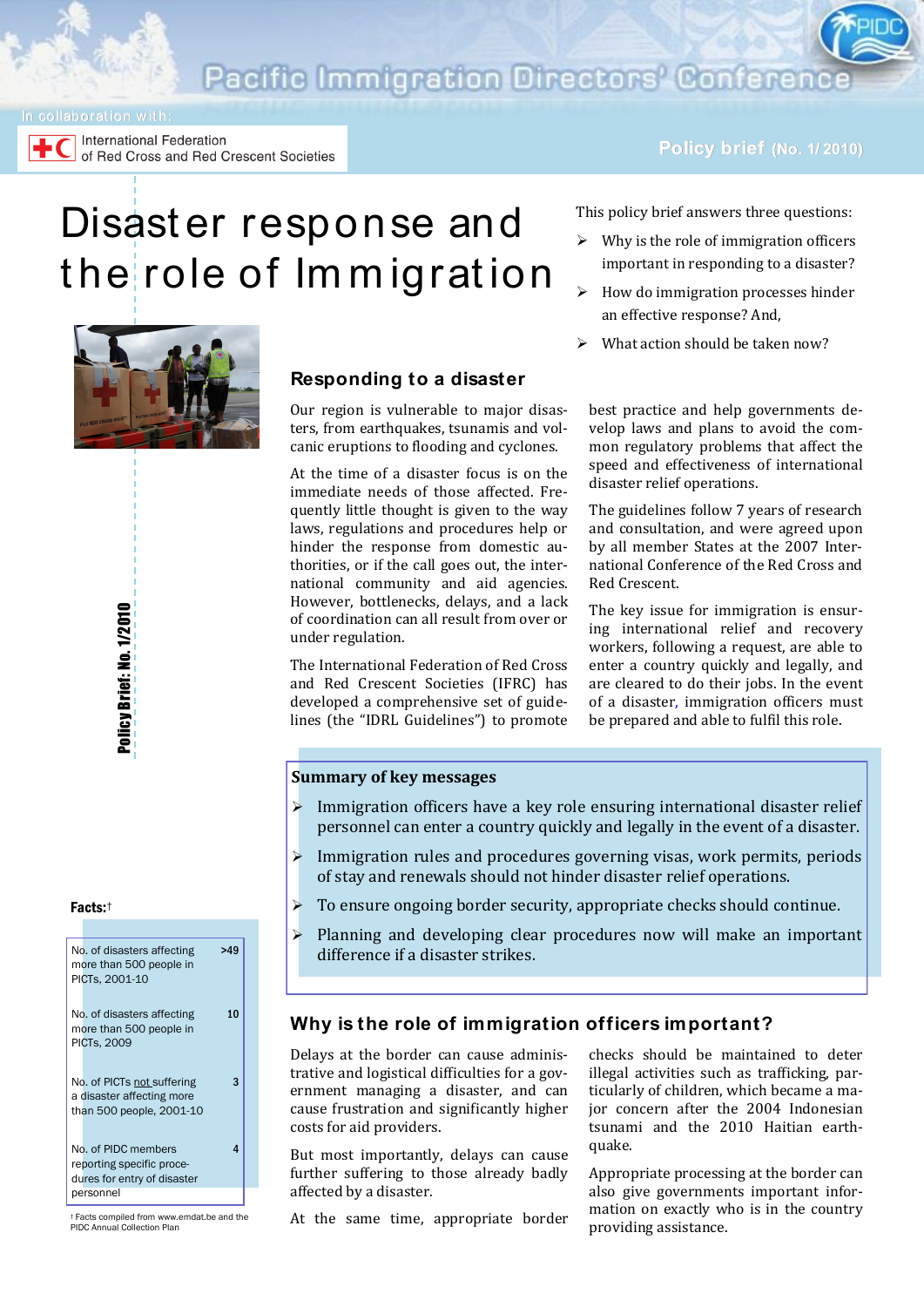Pacific Immigration Directors' Conference

In collaboration with: International Federation of Red Cross and Red Crescent Societies

Policy brief (No. 1/ 2010)

# Disaster response and the role of Immigration

This policy brief answers three questions:

- Why is the role of immigration officers important in responding to a disaster?
- How do immigration processes hinder an effective response? And,
- What action should be taken now?

## Responding to a disaster

Our region is vulnerable to major disasters, from earthquakes, tsunamis and volcanic eruptions to flooding and cyclones.

At the time of a disaster focus is on the immediate needs of those affected. Frequently little thought is given to the way laws, regulations and procedures help or hinder the response from domestic authorities, or if the call goes out, the international community and aid agencies. However, bottlenecks, delays, and a lack of coordination can all result from over or under regulation.

The International Federation of Red Cross and Red Crescent Societies (IFRC) has developed a comprehensive set of guidelines (the "IDRL Guidelines") to promote best practice and help governments develop laws and plans to avoid the common regulatory problems that affect the speed and effectiveness of international disaster relief operations.

The guidelines follow 7 years of research and consultation, and were agreed upon by all member States at the 2007 International Conference of the Red Cross and Red Crescent.

The key issue for immigration is ensuring international relief and recovery workers, following a request, are able to enter a country quickly and legally, and are cleared to do their jobs. In the event of a disaster, immigration officers must be prepared and able to fulfil this role.

**Summary of key messages**

- Immigration officers have a key role ensuring international disaster relief personnel can enter a country quickly and legally in the event of a disaster.
- Immigration rules and procedures governing visas, work permits, periods of stay and renewals should not hinder disaster relief operations.
- To ensure ongoing border security, appropriate checks should continue.
- Planning and developing clear procedures now will make an important difference if a disaster strikes.

**Facts:**†

| | |
|---|---|
| No. of disasters affecting more than 500 people in PICTs, 2001-10 | >49 |
| No. of disasters affecting more than 500 people in PICTs, 2009 | 10 |
| No. of PICTs not suffering a disaster affecting more than 500 people, 2001-10 | 3 |
| No. of PIDC members reporting specific procedures for entry of disaster personnel | 4 |

† Facts compiled from www.emdat.be and the PIDC Annual Collection Plan

## Why is the role of immigration officers important?

Delays at the border can cause administrative and logistical difficulties for a government managing a disaster, and can cause frustration and significantly higher costs for aid providers.

But most importantly, delays can cause further suffering to those already badly affected by a disaster.

At the same time, appropriate border checks should be maintained to deter illegal activities such as trafficking, particularly of children, which became a major concern after the 2004 Indonesian tsunami and the 2010 Haitian earthquake.

Appropriate processing at the border can also give governments important information on exactly who is in the country providing assistance.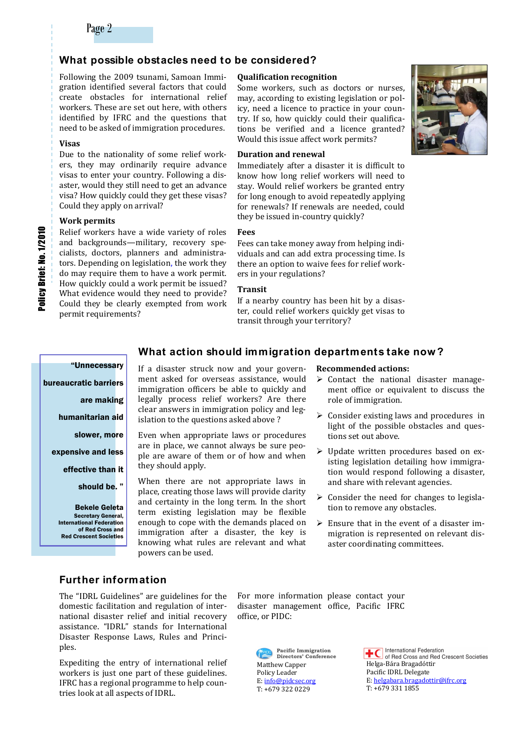## What possible obstacles need to be considered?

Following the 2009 tsunami, Samoan Immigration identified several factors that could create obstacles for international relief workers. These are set out here, with others identified by IFRC and the questions that need to be asked of immigration procedures.

### Visas

Due to the nationality of some relief workers, they may ordinarily require advance visas to enter your country. Following a disaster, would they still need to get an advance visa? How quickly could they get these visas? Could they apply on arrival?

### Work permits

Relief workers have a wide variety of roles and backgrounds—military, recovery specialists, doctors, planners and administrators. Depending on legislation, the work they do may require them to have a work permit. How quickly could a work permit be issued? What evidence would they need to provide? Could they be clearly exempted from work permit requirements?

### Qualification recognition

Some workers, such as doctors or nurses, may, according to existing legislation or policy, need a licence to practice in your country. If so, how quickly could their qualifications be verified and a licence granted? Would this issue affect work permits?

### Duration and renewal

Immediately after a disaster it is difficult to know how long relief workers will need to stay. Would relief workers be granted entry for long enough to avoid repeatedly applying for renewals? If renewals are needed, could they be issued in-country quickly?

### Fees

Fees can take money away from helping individuals and can add extra processing time. Is there an option to waive fees for relief workers in your regulations?

### Transit

If a nearby country has been hit by a disaster, could relief workers quickly get visas to transit through your territory?

## What action should immigration departments take now?

**"Unnecessary bureaucratic barriers are making humanitarian aid slower, more expensive and less effective than it should be."**

**Bekele Geleta**
Secretary General, International Federation of Red Cross and Red Crescent Societies

If a disaster struck now and your government asked for overseas assistance, would immigration officers be able to quickly and legally process relief workers? Are there clear answers in immigration policy and legislation to the questions asked above ?

Even when appropriate laws or procedures are in place, we cannot always be sure people are aware of them or of how and when they should apply.

When there are not appropriate laws in place, creating those laws will provide clarity and certainty in the long term. In the short term existing legislation may be flexible enough to cope with the demands placed on immigration after a disaster, the key is knowing what rules are relevant and what powers can be used.

**Recommended actions:**

- Contact the national disaster management office or equivalent to discuss the role of immigration.
- Consider existing laws and procedures in light of the possible obstacles and questions set out above.
- Update written procedures based on existing legislation detailing how immigration would respond following a disaster, and share with relevant agencies.
- Consider the need for changes to legislation to remove any obstacles.
- Ensure that in the event of a disaster immigration is represented on relevant disaster coordinating committees.

## Further information

The "IDRL Guidelines" are guidelines for the domestic facilitation and regulation of international disaster relief and initial recovery assistance. "IDRL" stands for International Disaster Response Laws, Rules and Principles.

Expediting the entry of international relief workers is just one part of these guidelines. IFRC has a regional programme to help countries look at all aspects of IDRL.

For more information please contact your disaster management office, Pacific IFRC office, or PIDC:

Pacific Immigration Directors' Conference
Matthew Capper
Policy Leader
E: info@pidcsec.org
T: +679 322 0229

International Federation of Red Cross and Red Crescent Societies
Helga-Bára Bragadóttir
Pacific IDRL Delegate
E: helgabara.bragadottir@ifrc.org
T: +679 331 1855